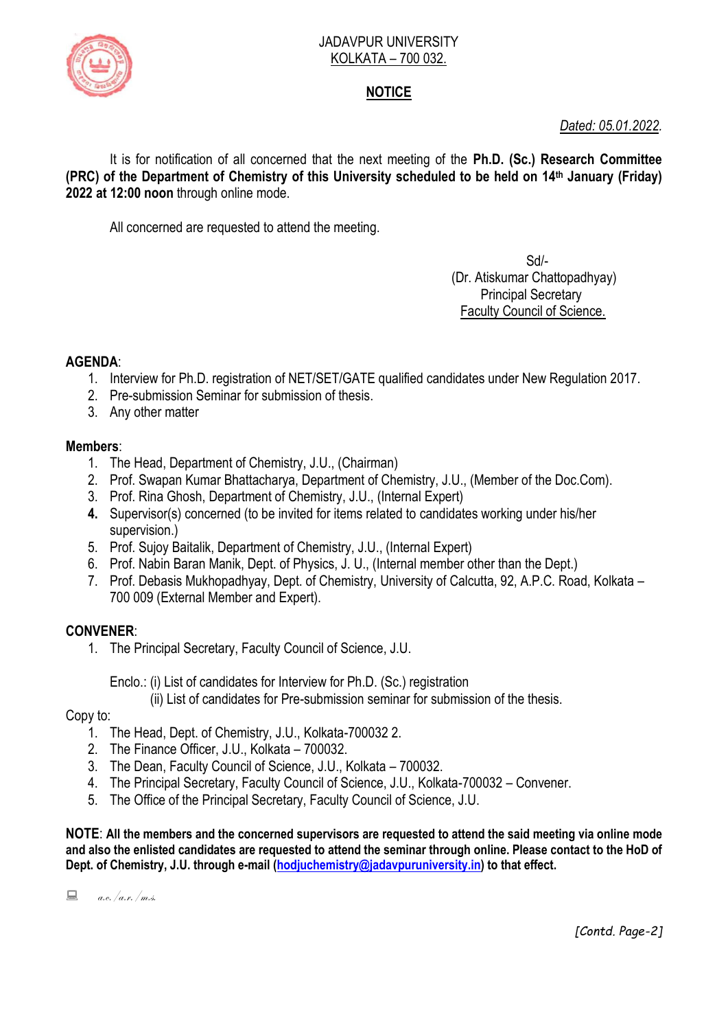JADAVPUR UNIVERSITY
KOLKATA – 700 032.

**NOTICE**

*Dated: 05.01.2022.*

It is for notification of all concerned that the next meeting of the **Ph.D. (Sc.) Research Committee (PRC) of the Department of Chemistry of this University scheduled to be held on 14th January (Friday) 2022 at 12:00 noon** through online mode.

All concerned are requested to attend the meeting.

Sd/-
(Dr. Atiskumar Chattopadhyay)
Principal Secretary
Faculty Council of Science.

**AGENDA**:

1. Interview for Ph.D. registration of NET/SET/GATE qualified candidates under New Regulation 2017.
2. Pre-submission Seminar for submission of thesis.
3. Any other matter

**Members**:

1. The Head, Department of Chemistry, J.U., (Chairman)
2. Prof. Swapan Kumar Bhattacharya, Department of Chemistry, J.U., (Member of the Doc.Com).
3. Prof. Rina Ghosh, Department of Chemistry, J.U., (Internal Expert)
4. Supervisor(s) concerned (to be invited for items related to candidates working under his/her supervision.)
5. Prof. Sujoy Baitalik, Department of Chemistry, J.U., (Internal Expert)
6. Prof. Nabin Baran Manik, Dept. of Physics, J. U., (Internal member other than the Dept.)
7. Prof. Debasis Mukhopadhyay, Dept. of Chemistry, University of Calcutta, 92, A.P.C. Road, Kolkata – 700 009 (External Member and Expert).

**CONVENER**:

1. The Principal Secretary, Faculty Council of Science, J.U.

Enclo.: (i) List of candidates for Interview for Ph.D. (Sc.) registration
(ii) List of candidates for Pre-submission seminar for submission of the thesis.

Copy to:

1. The Head, Dept. of Chemistry, J.U., Kolkata-700032 2.
2. The Finance Officer, J.U., Kolkata – 700032.
3. The Dean, Faculty Council of Science, J.U., Kolkata – 700032.
4. The Principal Secretary, Faculty Council of Science, J.U., Kolkata-700032 – Convener.
5. The Office of the Principal Secretary, Faculty Council of Science, J.U.

**NOTE**: **All the members and the concerned supervisors are requested to attend the said meeting via online mode and also the enlisted candidates are requested to attend the seminar through online. Please contact to the HoD of Dept. of Chemistry, J.U. through e-mail (hodjuchemistry@jadavpuruniversity.in) to that effect.**

a.c./a.r./m.s.

*[Contd. Page-2]*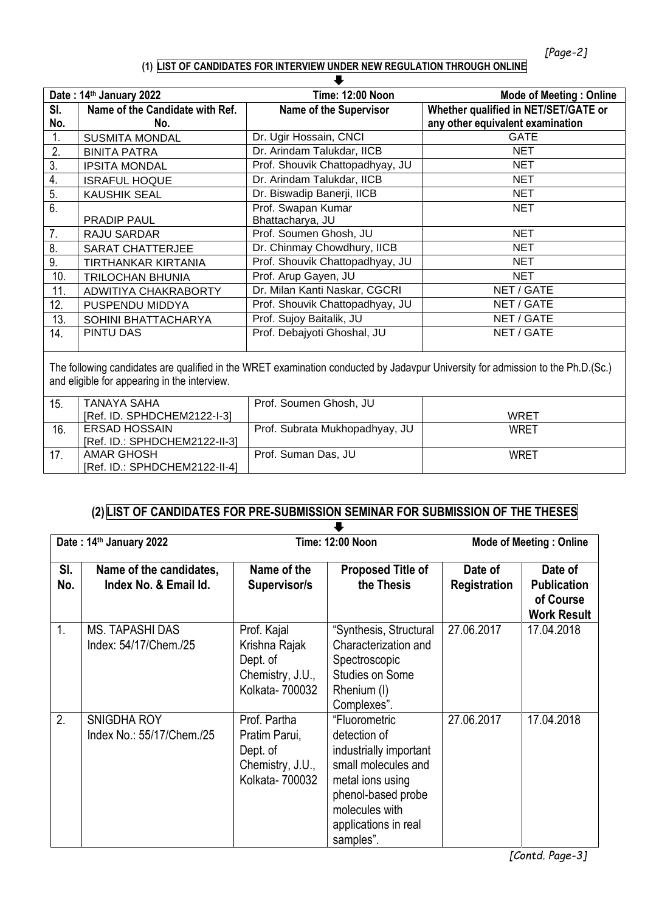## (1) LIST OF CANDIDATES FOR INTERVIEW UNDER NEW REGULATION THROUGH ONLINE

| Date : 14th January 2022 | | Time: 12:00 Noon | Mode of Meeting : Online |
|---|---|---|---|
| Sl. No. | Name of the Candidate with Ref. No. | Name of the Supervisor | Whether qualified in NET/SET/GATE or any other equivalent examination |
| 1. | SUSMITA MONDAL | Dr. Ugir Hossain, CNCI | GATE |
| 2. | BINITA PATRA | Dr. Arindam Talukdar, IICB | NET |
| 3. | IPSITA MONDAL | Prof. Shouvik Chattopadhyay, JU | NET |
| 4. | ISRAFUL HOQUE | Dr. Arindam Talukdar, IICB | NET |
| 5. | KAUSHIK SEAL | Dr. Biswadip Banerji, IICB | NET |
| 6. | PRADIP PAUL | Prof. Swapan Kumar Bhattacharya, JU | NET |
| 7. | RAJU SARDAR | Prof. Soumen Ghosh, JU | NET |
| 8. | SARAT CHATTERJEE | Dr. Chinmay Chowdhury, IICB | NET |
| 9. | TIRTHANKAR KIRTANIA | Prof. Shouvik Chattopadhyay, JU | NET |
| 10. | TRILOCHAN BHUNIA | Prof. Arup Gayen, JU | NET |
| 11. | ADWITIYA CHAKRABORTY | Dr. Milan Kanti Naskar, CGCRI | NET / GATE |
| 12. | PUSPENDU MIDDYA | Prof. Shouvik Chattopadhyay, JU | NET / GATE |
| 13. | SOHINI BHATTACHARYA | Prof. Sujoy Baitalik, JU | NET / GATE |
| 14. | PINTU DAS | Prof. Debajyoti Ghoshal, JU | NET / GATE |

The following candidates are qualified in the WRET examination conducted by Jadavpur University for admission to the Ph.D.(Sc.) and eligible for appearing in the interview.

| Sl. No. | Name of the Candidate with Ref. No. | Name of the Supervisor | Whether qualified in NET/SET/GATE or any other equivalent examination |
|---|---|---|---|
| 15. | TANAYA SAHA [Ref. ID. SPHDCHEM2122-I-3] | Prof. Soumen Ghosh, JU | WRET |
| 16. | ERSAD HOSSAIN [Ref. ID.: SPHDCHEM2122-II-3] | Prof. Subrata Mukhopadhyay, JU | WRET |
| 17. | AMAR GHOSH [Ref. ID.: SPHDCHEM2122-II-4] | Prof. Suman Das, JU | WRET |

## (2) LIST OF CANDIDATES FOR PRE-SUBMISSION SEMINAR FOR SUBMISSION OF THE THESES

| Date : 14th January 2022 | | | Time: 12:00 Noon | | Mode of Meeting : Online |
|---|---|---|---|---|---|
| Sl. No. | Name of the candidates, Index No. & Email Id. | Name of the Supervisor/s | Proposed Title of the Thesis | Date of Registration | Date of Publication of Course Work Result |
| 1. | MS. TAPASHI DAS Index: 54/17/Chem./25 | Prof. Kajal Krishna Rajak Dept. of Chemistry, J.U., Kolkata- 700032 | "Synthesis, Structural Characterization and Spectroscopic Studies on Some Rhenium (I) Complexes". | 27.06.2017 | 17.04.2018 |
| 2. | SNIGDHA ROY Index No.: 55/17/Chem./25 | Prof. Partha Pratim Parui, Dept. of Chemistry, J.U., Kolkata- 700032 | "Fluorometric detection of industrially important small molecules and metal ions using phenol-based probe molecules with applications in real samples". | 27.06.2017 | 17.04.2018 |

[Contd. Page-3]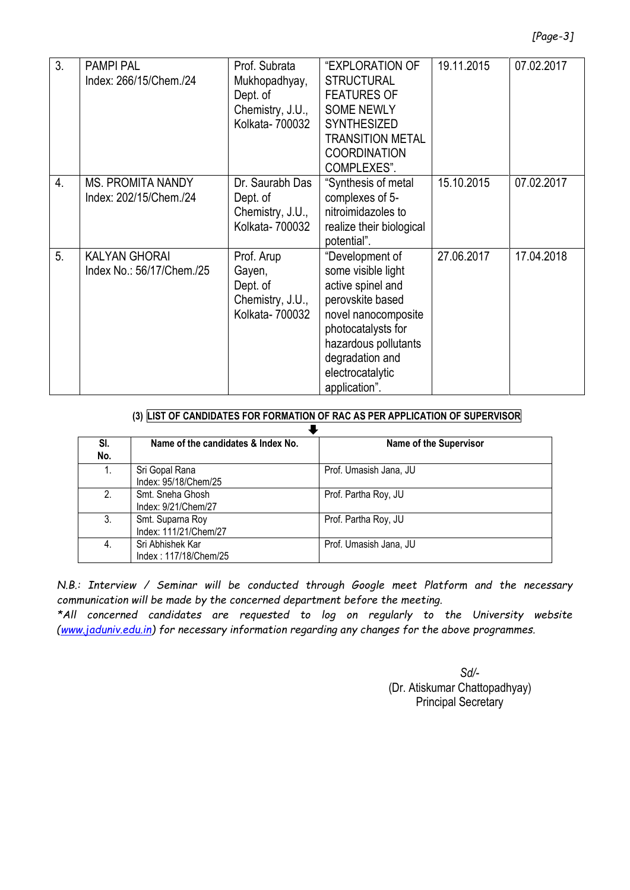| | | | | | |
|---|---|---|---|---|---|
| 3. | PAMPI PAL<br>Index: 266/15/Chem./24 | Prof. Subrata Mukhopadhyay, Dept. of Chemistry, J.U., Kolkata- 700032 | "EXPLORATION OF STRUCTURAL FEATURES OF SOME NEWLY SYNTHESIZED TRANSITION METAL COORDINATION COMPLEXES". | 19.11.2015 | 07.02.2017 |
| 4. | MS. PROMITA NANDY<br>Index: 202/15/Chem./24 | Dr. Saurabh Das Dept. of Chemistry, J.U., Kolkata- 700032 | "Synthesis of metal complexes of 5-nitroimidazoles to realize their biological potential". | 15.10.2015 | 07.02.2017 |
| 5. | KALYAN GHORAI<br>Index No.: 56/17/Chem./25 | Prof. Arup Gayen, Dept. of Chemistry, J.U., Kolkata- 700032 | "Development of some visible light active spinel and perovskite based novel nanocomposite photocatalysts for hazardous pollutants degradation and electrocatalytic application". | 27.06.2017 | 17.04.2018 |

**(3) LIST OF CANDIDATES FOR FORMATION OF RAC AS PER APPLICATION OF SUPERVISOR**

| Sl. No. | Name of the candidates & Index No. | Name of the Supervisor |
|---|---|---|
| 1. | Sri Gopal Rana<br>Index: 95/18/Chem/25 | Prof. Umasish Jana, JU |
| 2. | Smt. Sneha Ghosh<br>Index: 9/21/Chem/27 | Prof. Partha Roy, JU |
| 3. | Smt. Suparna Roy<br>Index: 111/21/Chem/27 | Prof. Partha Roy, JU |
| 4. | Sri Abhishek Kar<br>Index : 117/18/Chem/25 | Prof. Umasish Jana, JU |

*N.B.: Interview / Seminar will be conducted through Google meet Platform and the necessary communication will be made by the concerned department before the meeting.*

*\*All concerned candidates are requested to log on regularly to the University website (www.jaduniv.edu.in) for necessary information regarding any changes for the above programmes.*

Sd/-
(Dr. Atiskumar Chattopadhyay)
Principal Secretary